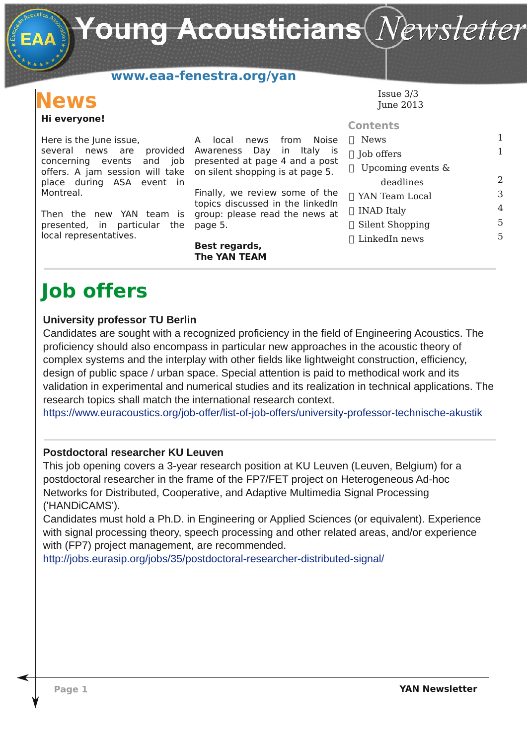# Young Acousticians Newsletter

www.eaa-fenestra.org/yan

Issue 3/3
June 2013

## News

**Hi everyone!**

Here is the June issue, several news are provided concerning events and job offers. A jam session will take place during ASA event in Montreal.

Then the new YAN team is presented, in particular the local representatives.

A local news from Noise Awareness Day in Italy is presented at page 4 and a post on silent shopping is at page 5.

Finally, we review some of the topics discussed in the linkedIn group: please read the news at page 5.

**Best regards,**
**The YAN TEAM**

### Contents

| | |
|---|---|
| News | 1 |
| Job offers | 1 |
| Upcoming events & deadlines | 2 |
| YAN Team Local | 3 |
| INAD Italy | 4 |
| Silent Shopping | 5 |
| LinkedIn news | 5 |

## Job offers

**University professor TU Berlin**

Candidates are sought with a recognized proficiency in the field of Engineering Acoustics. The proficiency should also encompass in particular new approaches in the acoustic theory of complex systems and the interplay with other fields like lightweight construction, efficiency, design of public space / urban space. Special attention is paid to methodical work and its validation in experimental and numerical studies and its realization in technical applications. The research topics shall match the international research context.
https://www.euracoustics.org/job-offer/list-of-job-offers/university-professor-technische-akustik

**Postdoctoral researcher KU Leuven**

This job opening covers a 3-year research position at KU Leuven (Leuven, Belgium) for a postdoctoral researcher in the frame of the FP7/FET project on Heterogeneous Ad-hoc Networks for Distributed, Cooperative, and Adaptive Multimedia Signal Processing ('HANDiCAMS').
Candidates must hold a Ph.D. in Engineering or Applied Sciences (or equivalent). Experience with signal processing theory, speech processing and other related areas, and/or experience with (FP7) project management, are recommended.
http://jobs.eurasip.org/jobs/35/postdoctoral-researcher-distributed-signal/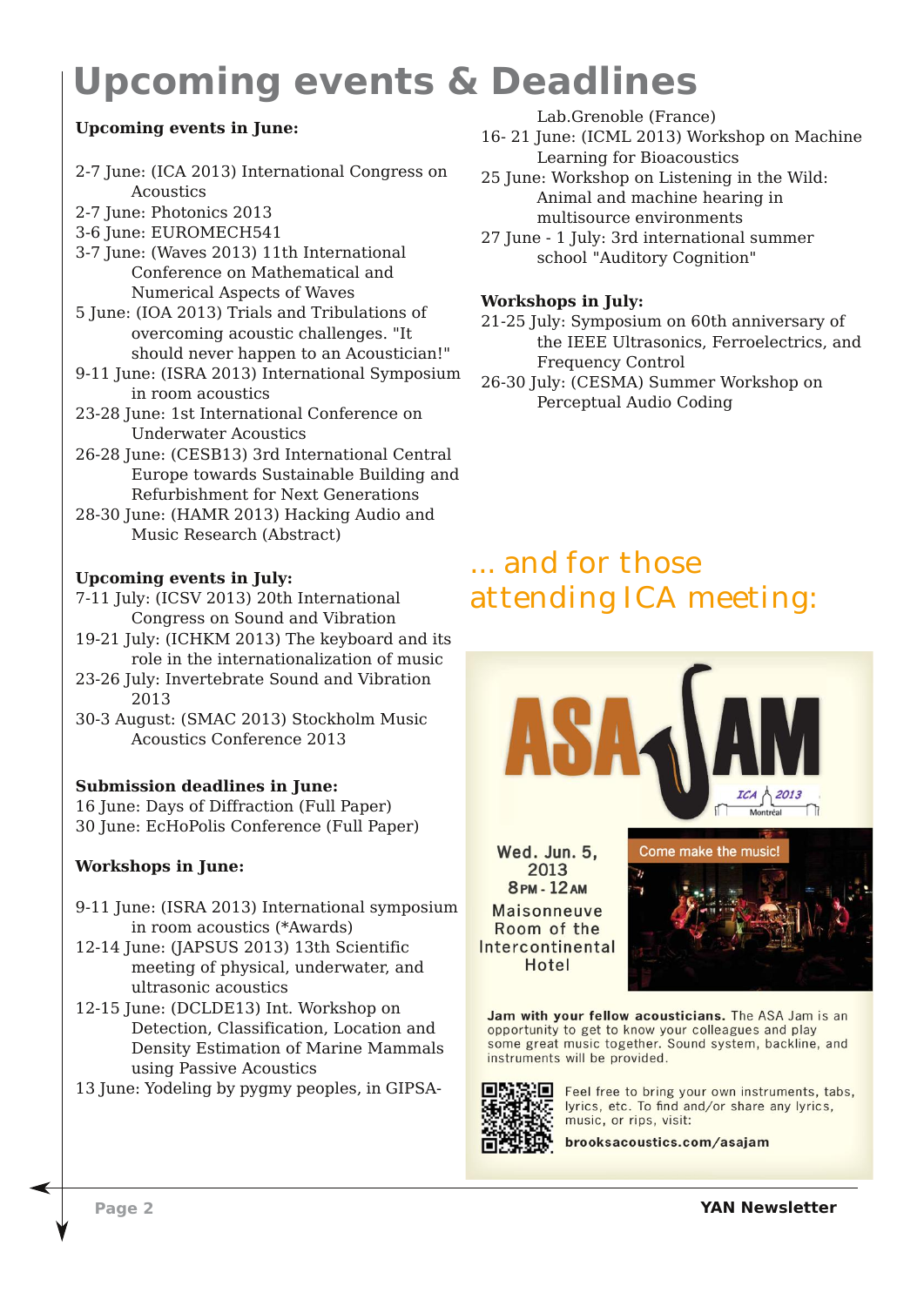# Upcoming events & Deadlines

**Upcoming events in June:**

- 2-7 June: (ICA 2013) International Congress on Acoustics
- 2-7 June: Photonics 2013
- 3-6 June: EUROMECH541
- 3-7 June: (Waves 2013) 11th International Conference on Mathematical and Numerical Aspects of Waves
- 5 June: (IOA 2013) Trials and Tribulations of overcoming acoustic challenges. "It should never happen to an Acoustician!"
- 9-11 June: (ISRA 2013) International Symposium in room acoustics
- 23-28 June: 1st International Conference on Underwater Acoustics
- 26-28 June: (CESB13) 3rd International Central Europe towards Sustainable Building and Refurbishment for Next Generations
- 28-30 June: (HAMR 2013) Hacking Audio and Music Research (Abstract)

**Upcoming events in July:**

- 7-11 July: (ICSV 2013) 20th International Congress on Sound and Vibration
- 19-21 July: (ICHKM 2013) The keyboard and its role in the internationalization of music
- 23-26 July: Invertebrate Sound and Vibration 2013
- 30-3 August: (SMAC 2013) Stockholm Music Acoustics Conference 2013

**Submission deadlines in June:**

- 16 June: Days of Diffraction (Full Paper)
- 30 June: EcHoPolis Conference (Full Paper)

**Workshops in June:**

- 9-11 June: (ISRA 2013) International symposium in room acoustics (*Awards)
- 12-14 June: (JAPSUS 2013) 13th Scientific meeting of physical, underwater, and ultrasonic acoustics
- 12-15 June: (DCLDE13) Int. Workshop on Detection, Classification, Location and Density Estimation of Marine Mammals using Passive Acoustics
- 13 June: Yodeling by pygmy peoples, in GIPSA-Lab.Grenoble (France)
- 16- 21 June: (ICML 2013) Workshop on Machine Learning for Bioacoustics
- 25 June: Workshop on Listening in the Wild: Animal and machine hearing in multisource environments
- 27 June - 1 July: 3rd international summer school "Auditory Cognition"

**Workshops in July:**

- 21-25 July: Symposium on 60th anniversary of the IEEE Ultrasonics, Ferroelectrics, and Frequency Control
- 26-30 July: (CESMA) Summer Workshop on Perceptual Audio Coding

## ... and for those attending ICA meeting:

**ASA JAM** — ICA 2013 Montréal

Wed. Jun. 5, 2013
8 PM - 12 AM
Maisonneuve Room of the Intercontinental Hotel

Come make the music!

**Jam with your fellow acousticians.** The ASA Jam is an opportunity to get to know your colleagues and play some great music together. Sound system, backline, and instruments will be provided.

Feel free to bring your own instruments, tabs, lyrics, etc. To find and/or share any lyrics, music, or rips, visit:

**brooksacoustics.com/asajam**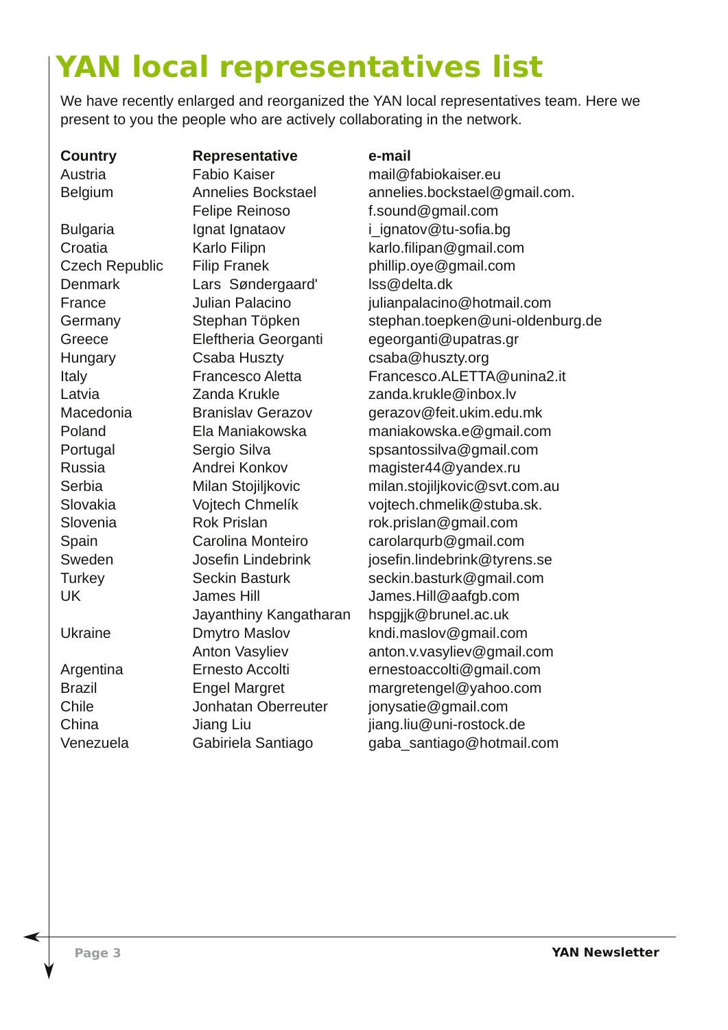# YAN local representatives list

We have recently enlarged and reorganized the YAN local representatives team. Here we present to you the people who are actively collaborating in the network.

| Country | Representative | e-mail |
|---|---|---|
| Austria | Fabio Kaiser | mail@fabiokaiser.eu |
| Belgium | Annelies Bockstael | annelies.bockstael@gmail.com. |
| | Felipe Reinoso | f.sound@gmail.com |
| Bulgaria | Ignat Ignataov | i_ignatov@tu-sofia.bg |
| Croatia | Karlo Filipn | karlo.filipan@gmail.com |
| Czech Republic | Filip Franek | phillip.oye@gmail.com |
| Denmark | Lars Søndergaard' | lss@delta.dk |
| France | Julian Palacino | julianpalacino@hotmail.com |
| Germany | Stephan Töpken | stephan.toepken@uni-oldenburg.de |
| Greece | Eleftheria Georganti | egeorganti@upatras.gr |
| Hungary | Csaba Huszty | csaba@huszty.org |
| Italy | Francesco Aletta | Francesco.ALETTA@unina2.it |
| Latvia | Zanda Krukle | zanda.krukle@inbox.lv |
| Macedonia | Branislav Gerazov | gerazov@feit.ukim.edu.mk |
| Poland | Ela Maniakowska | maniakowska.e@gmail.com |
| Portugal | Sergio Silva | spsantossilva@gmail.com |
| Russia | Andrei Konkov | magister44@yandex.ru |
| Serbia | Milan Stojiljkovic | milan.stojiljkovic@svt.com.au |
| Slovakia | Vojtech Chmelík | vojtech.chmelik@stuba.sk. |
| Slovenia | Rok Prislan | rok.prislan@gmail.com |
| Spain | Carolina Monteiro | carolarqurb@gmail.com |
| Sweden | Josefin Lindebrink | josefin.lindebrink@tyrens.se |
| Turkey | Seckin Basturk | seckin.basturk@gmail.com |
| UK | James Hill | James.Hill@aafgb.com |
| | Jayanthiny Kangatharan | hspgjjk@brunel.ac.uk |
| Ukraine | Dmytro Maslov | kndi.maslov@gmail.com |
| | Anton Vasyliev | anton.v.vasyliev@gmail.com |
| Argentina | Ernesto Accolti | ernestoaccolti@gmail.com |
| Brazil | Engel Margret | margretengel@yahoo.com |
| Chile | Jonhatan Oberreuter | jonysatie@gmail.com |
| China | Jiang Liu | jiang.liu@uni-rostock.de |
| Venezuela | Gabiriela Santiago | gaba_santiago@hotmail.com |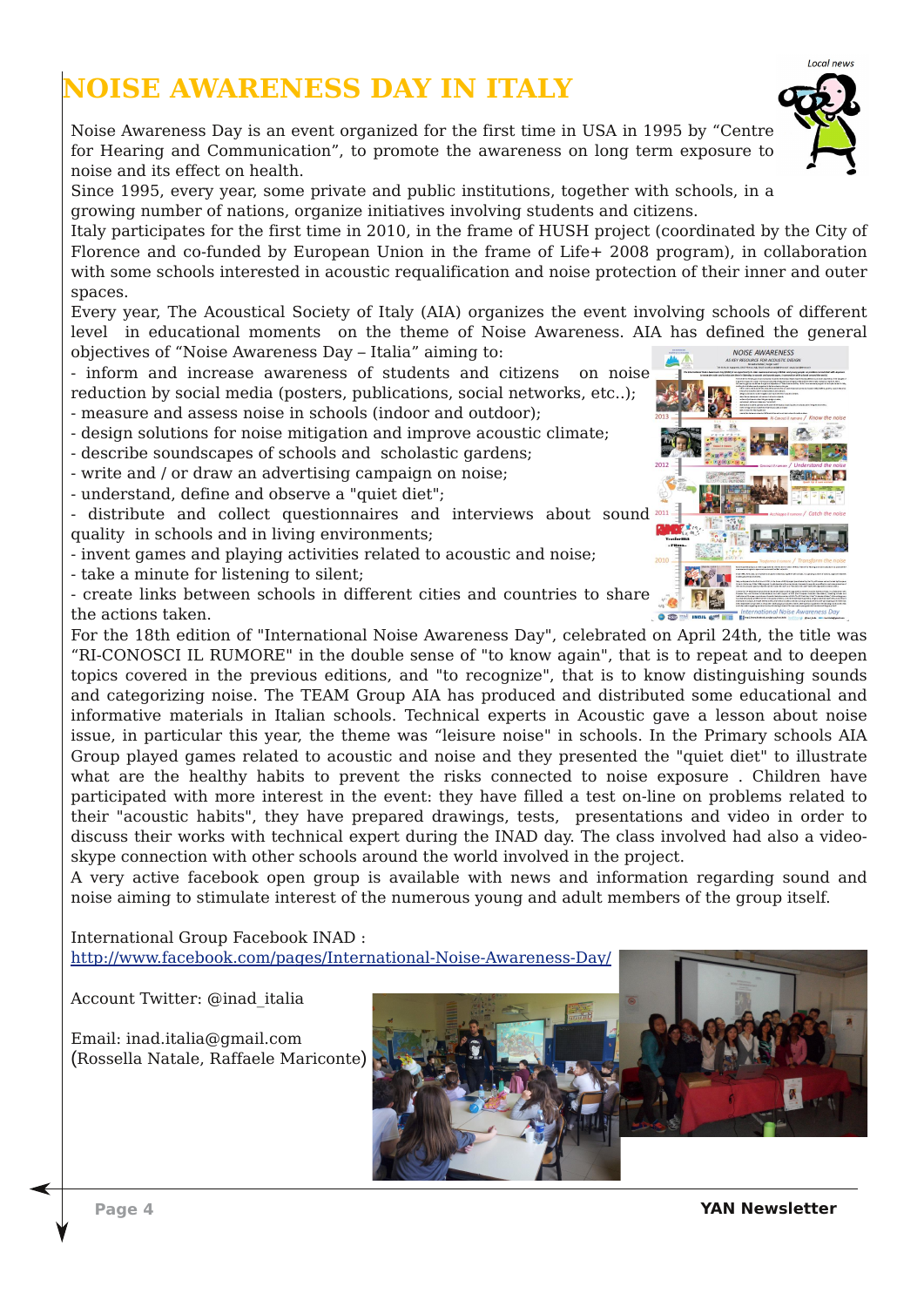# NOISE AWARENESS DAY IN ITALY

Noise Awareness Day is an event organized for the first time in USA in 1995 by "Centre for Hearing and Communication", to promote the awareness on long term exposure to noise and its effect on health.

Since 1995, every year, some private and public institutions, together with schools, in a growing number of nations, organize initiatives involving students and citizens.

Italy participates for the first time in 2010, in the frame of HUSH project (coordinated by the City of Florence and co-funded by European Union in the frame of Life+ 2008 program), in collaboration with some schools interested in acoustic requalification and noise protection of their inner and outer spaces.

Every year, The Acoustical Society of Italy (AIA) organizes the event involving schools of different level in educational moments on the theme of Noise Awareness. AIA has defined the general objectives of "Noise Awareness Day – Italia" aiming to:

- inform and increase awareness of students and citizens on noise reduction by social media (posters, publications, social networks, etc..);
- measure and assess noise in schools (indoor and outdoor);
- design solutions for noise mitigation and improve acoustic climate;
- describe soundscapes of schools and scholastic gardens;
- write and / or draw an advertising campaign on noise;
- understand, define and observe a "quiet diet";
- distribute and collect questionnaires and interviews about sound quality in schools and in living environments;
- invent games and playing activities related to acoustic and noise;
- take a minute for listening to silent;
- create links between schools in different cities and countries to share the actions taken.

For the 18th edition of "International Noise Awareness Day", celebrated on April 24th, the title was "RI-CONOSCI IL RUMORE" in the double sense of "to know again", that is to repeat and to deepen topics covered in the previous editions, and "to recognize", that is to know distinguishing sounds and categorizing noise. The TEAM Group AIA has produced and distributed some educational and informative materials in Italian schools. Technical experts in Acoustic gave a lesson about noise issue, in particular this year, the theme was "leisure noise" in schools. In the Primary schools AIA Group played games related to acoustic and noise and they presented the "quiet diet" to illustrate what are the healthy habits to prevent the risks connected to noise exposure . Children have participated with more interest in the event: they have filled a test on-line on problems related to their "acoustic habits", they have prepared drawings, tests, presentations and video in order to discuss their works with technical expert during the INAD day. The class involved had also a video-skype connection with other schools around the world involved in the project.

A very active facebook open group is available with news and information regarding sound and noise aiming to stimulate interest of the numerous young and adult members of the group itself.

International Group Facebook INAD :
http://www.facebook.com/pages/International-Noise-Awareness-Day/

Account Twitter: @inad_italia

Email: inad.italia@gmail.com
(Rossella Natale, Raffaele Mariconte)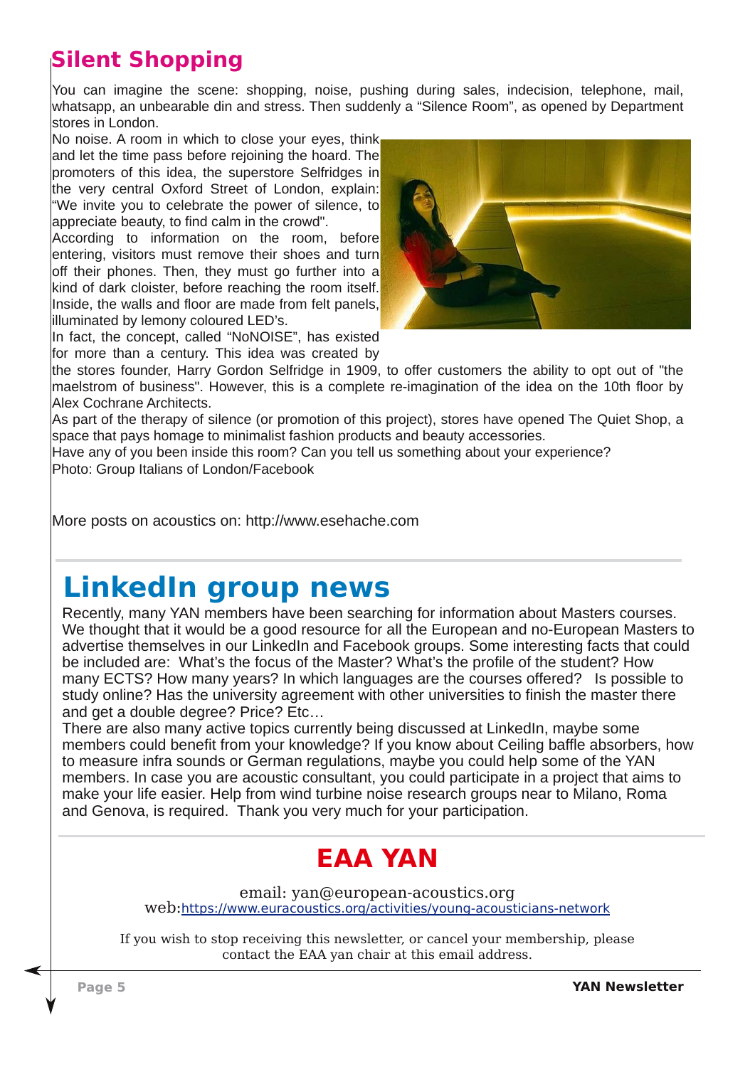## Silent Shopping

You can imagine the scene: shopping, noise, pushing during sales, indecision, telephone, mail, whatsapp, an unbearable din and stress. Then suddenly a “Silence Room”, as opened by Department stores in London.

No noise. A room in which to close your eyes, think and let the time pass before rejoining the hoard. The promoters of this idea, the superstore Selfridges in the very central Oxford Street of London, explain: "We invite you to celebrate the power of silence, to appreciate beauty, to find calm in the crowd".

According to information on the room, before entering, visitors must remove their shoes and turn off their phones. Then, they must go further into a kind of dark cloister, before reaching the room itself. Inside, the walls and floor are made from felt panels, illuminated by lemony coloured LED’s.

In fact, the concept, called “NoNOISE”, has existed for more than a century. This idea was created by the stores founder, Harry Gordon Selfridge in 1909, to offer customers the ability to opt out of "the maelstrom of business". However, this is a complete re-imagination of the idea on the 10th floor by Alex Cochrane Architects.

As part of the therapy of silence (or promotion of this project), stores have opened The Quiet Shop, a space that pays homage to minimalist fashion products and beauty accessories.

Have any of you been inside this room? Can you tell us something about your experience?

Photo: Group Italians of London/Facebook

More posts on acoustics on: http://www.esehache.com

---

# LinkedIn group news

Recently, many YAN members have been searching for information about Masters courses. We thought that it would be a good resource for all the European and no-European Masters to advertise themselves in our LinkedIn and Facebook groups. Some interesting facts that could be included are: What’s the focus of the Master? What’s the profile of the student? How many ECTS? How many years? In which languages are the courses offered? Is possible to study online? Has the university agreement with other universities to finish the master there and get a double degree? Price? Etc…

There are also many active topics currently being discussed at LinkedIn, maybe some members could benefit from your knowledge? If you know about Ceiling baffle absorbers, how to measure infra sounds or German regulations, maybe you could help some of the YAN members. In case you are acoustic consultant, you could participate in a project that aims to make your life easier. Help from wind turbine noise research groups near to Milano, Roma and Genova, is required. Thank you very much for your participation.

---

# EAA YAN

email: yan@european-acoustics.org
web:https://www.euracoustics.org/activities/young-acousticians-network

If you wish to stop receiving this newsletter, or cancel your membership, please contact the EAA yan chair at this email address.